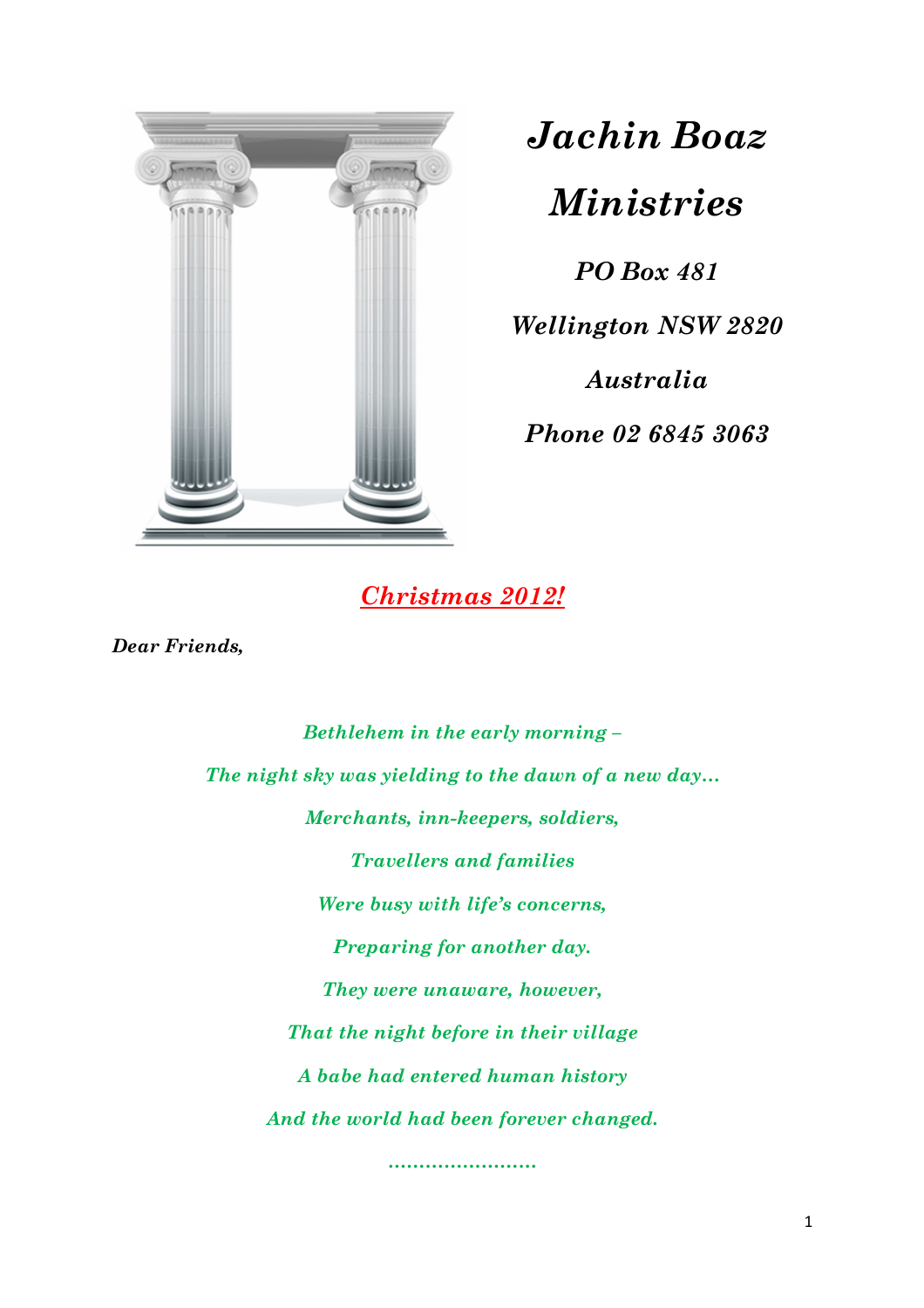# *Jachin Boaz Ministries*

***PO Box 481***

***Wellington NSW 2820***

***Australia***

***Phone 02 6845 3063***

## ***Christmas 2012!***

***Dear Friends,***

***Bethlehem in the early morning –***

***The night sky was yielding to the dawn of a new day…***

***Merchants, inn-keepers, soldiers,***

***Travellers and families***

***Were busy with life's concerns,***

***Preparing for another day.***

***They were unaware, however,***

***That the night before in their village***

***A babe had entered human history***

***And the world had been forever changed.***

***……………………***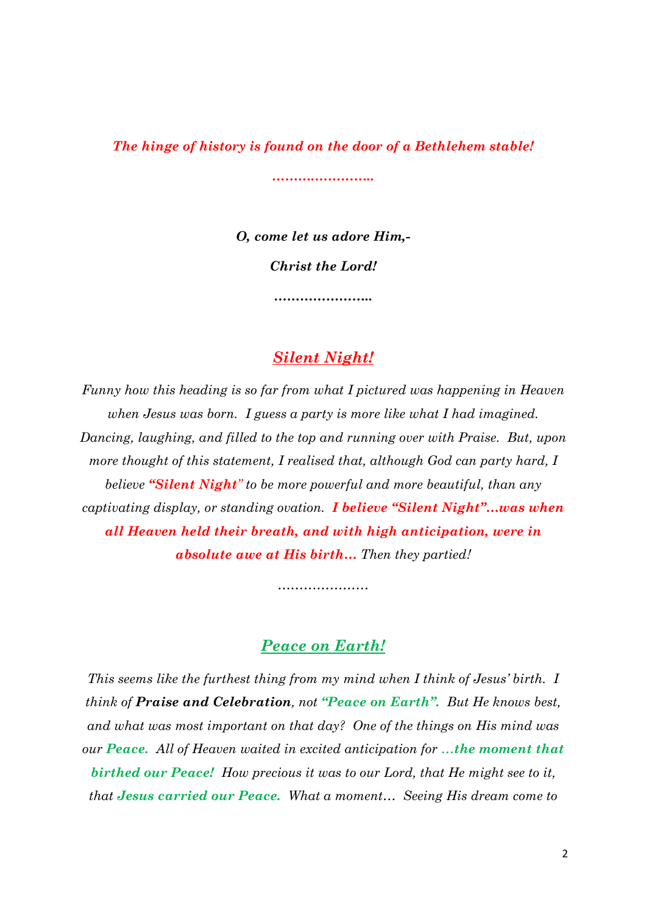***The hinge of history is found on the door of a Bethlehem stable!***

*……………………..*

***O, come let us adore Him,-***

***Christ the Lord!***

*…………………..*

## ***Silent Night!***

*Funny how this heading is so far from what I pictured was happening in Heaven when Jesus was born. I guess a party is more like what I had imagined. Dancing, laughing, and filled to the top and running over with Praise. But, upon more thought of this statement, I realised that, although God can party hard, I believe **"Silent Night"** to be more powerful and more beautiful, than any captivating display, or standing ovation. **I believe "Silent Night"…was when all Heaven held their breath, and with high anticipation, were in absolute awe at His birth…** Then they partied!*

*…………………*

## ***Peace on Earth!***

*This seems like the furthest thing from my mind when I think of Jesus' birth. I think of **Praise and Celebration**, not **"Peace on Earth".** But He knows best, and what was most important on that day? One of the things on His mind was our **Peace.** All of Heaven waited in excited anticipation for **…the moment that birthed our Peace!** How precious it was to our Lord, that He might see to it, that **Jesus carried our Peace.** What a moment… Seeing His dream come to*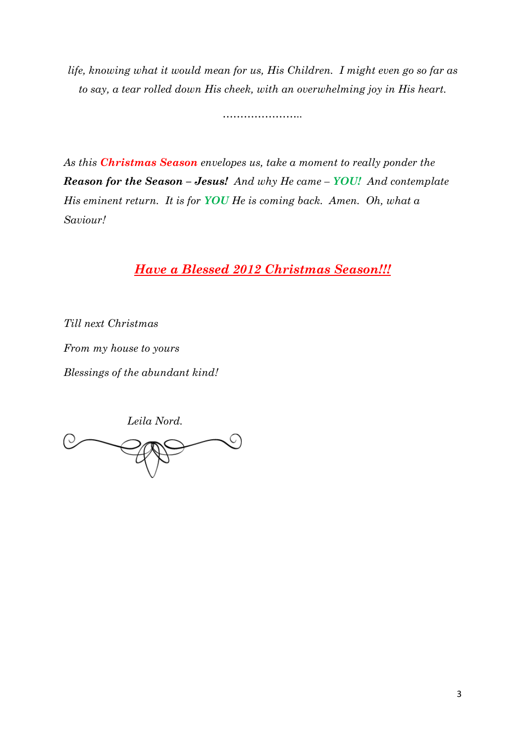*life, knowing what it would mean for us, His Children. I might even go so far as to say, a tear rolled down His cheek, with an overwhelming joy in His heart.*

…………………..

*As this **Christmas Season** envelopes us, take a moment to really ponder the **Reason for the Season – Jesus!** And why He came – **YOU!** And contemplate His eminent return. It is for **YOU** He is coming back. Amen. Oh, what a Saviour!*

***Have a Blessed 2012 Christmas Season!!!***

*Till next Christmas*

*From my house to yours*

*Blessings of the abundant kind!*

*Leila Nord.*